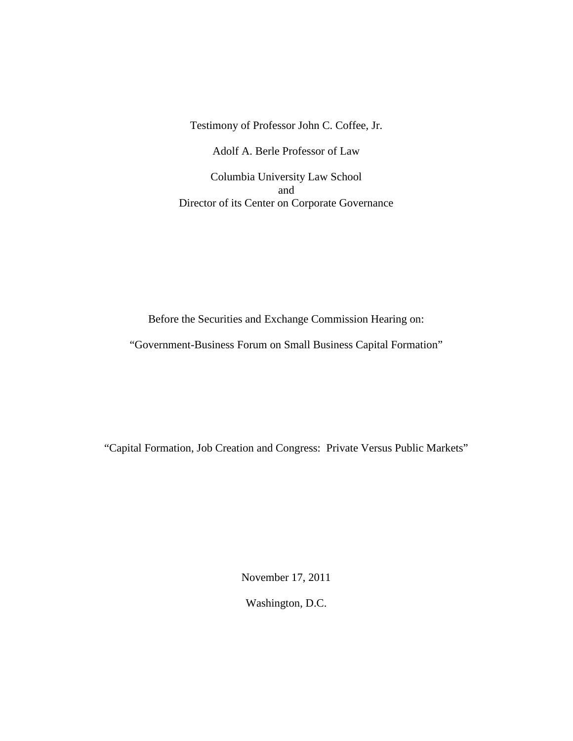Testimony of Professor John C. Coffee, Jr.

Adolf A. Berle Professor of Law

Columbia University Law School
and
Director of its Center on Corporate Governance

Before the Securities and Exchange Commission Hearing on:

"Government-Business Forum on Small Business Capital Formation"

"Capital Formation, Job Creation and Congress: Private Versus Public Markets"

November 17, 2011

Washington, D.C.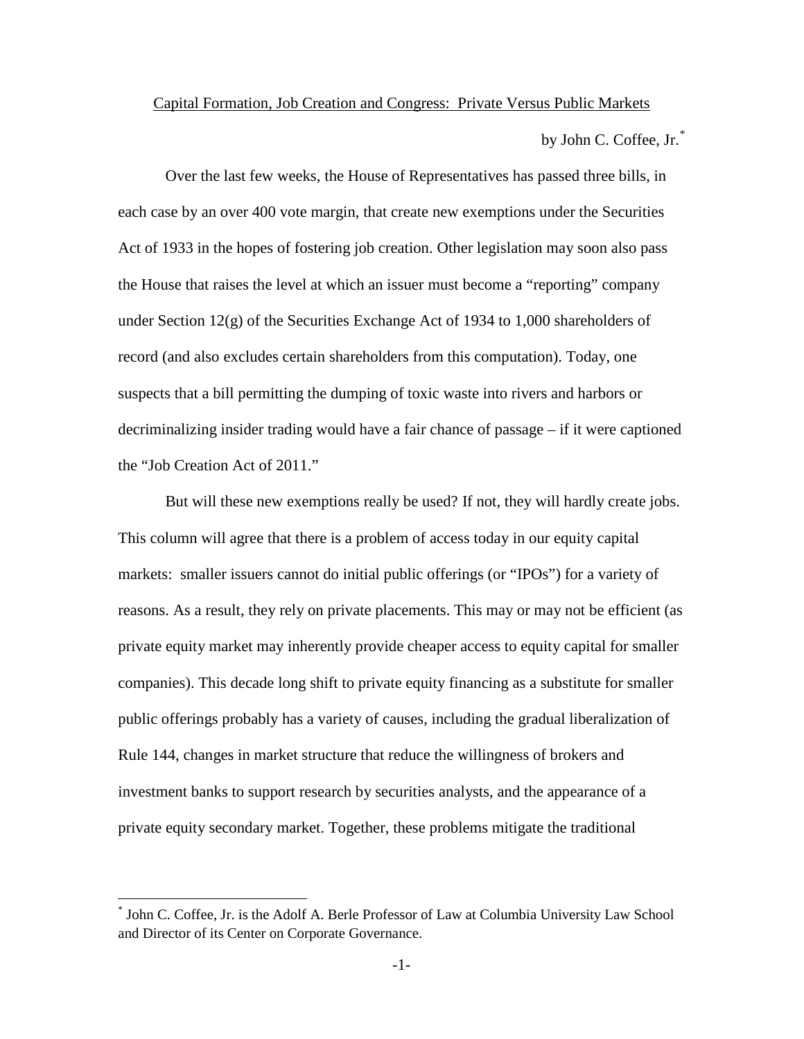Capital Formation, Job Creation and Congress: Private Versus Public Markets

by John C. Coffee, Jr.[*]

Over the last few weeks, the House of Representatives has passed three bills, in each case by an over 400 vote margin, that create new exemptions under the Securities Act of 1933 in the hopes of fostering job creation. Other legislation may soon also pass the House that raises the level at which an issuer must become a "reporting" company under Section 12(g) of the Securities Exchange Act of 1934 to 1,000 shareholders of record (and also excludes certain shareholders from this computation). Today, one suspects that a bill permitting the dumping of toxic waste into rivers and harbors or decriminalizing insider trading would have a fair chance of passage – if it were captioned the "Job Creation Act of 2011."

But will these new exemptions really be used? If not, they will hardly create jobs. This column will agree that there is a problem of access today in our equity capital markets: smaller issuers cannot do initial public offerings (or "IPOs") for a variety of reasons. As a result, they rely on private placements. This may or may not be efficient (as private equity market may inherently provide cheaper access to equity capital for smaller companies). This decade long shift to private equity financing as a substitute for smaller public offerings probably has a variety of causes, including the gradual liberalization of Rule 144, changes in market structure that reduce the willingness of brokers and investment banks to support research by securities analysts, and the appearance of a private equity secondary market. Together, these problems mitigate the traditional

[*] John C. Coffee, Jr. is the Adolf A. Berle Professor of Law at Columbia University Law School and Director of its Center on Corporate Governance.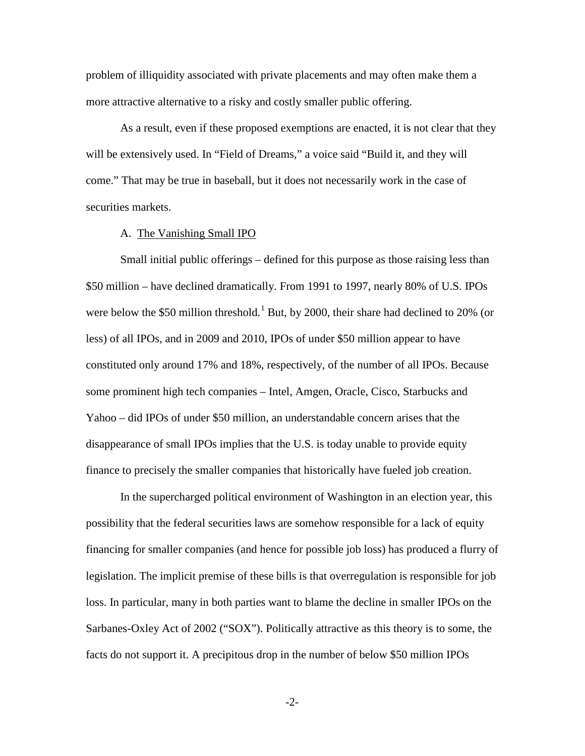problem of illiquidity associated with private placements and may often make them a more attractive alternative to a risky and costly smaller public offering.

As a result, even if these proposed exemptions are enacted, it is not clear that they will be extensively used. In "Field of Dreams," a voice said "Build it, and they will come." That may be true in baseball, but it does not necessarily work in the case of securities markets.

## A. The Vanishing Small IPO

Small initial public offerings – defined for this purpose as those raising less than \$50 million – have declined dramatically. From 1991 to 1997, nearly 80% of U.S. IPOs were below the \$50 million threshold.[1] But, by 2000, their share had declined to 20% (or less) of all IPOs, and in 2009 and 2010, IPOs of under \$50 million appear to have constituted only around 17% and 18%, respectively, of the number of all IPOs. Because some prominent high tech companies – Intel, Amgen, Oracle, Cisco, Starbucks and Yahoo – did IPOs of under \$50 million, an understandable concern arises that the disappearance of small IPOs implies that the U.S. is today unable to provide equity finance to precisely the smaller companies that historically have fueled job creation.

In the supercharged political environment of Washington in an election year, this possibility that the federal securities laws are somehow responsible for a lack of equity financing for smaller companies (and hence for possible job loss) has produced a flurry of legislation. The implicit premise of these bills is that overregulation is responsible for job loss. In particular, many in both parties want to blame the decline in smaller IPOs on the Sarbanes-Oxley Act of 2002 ("SOX"). Politically attractive as this theory is to some, the facts do not support it. A precipitous drop in the number of below \$50 million IPOs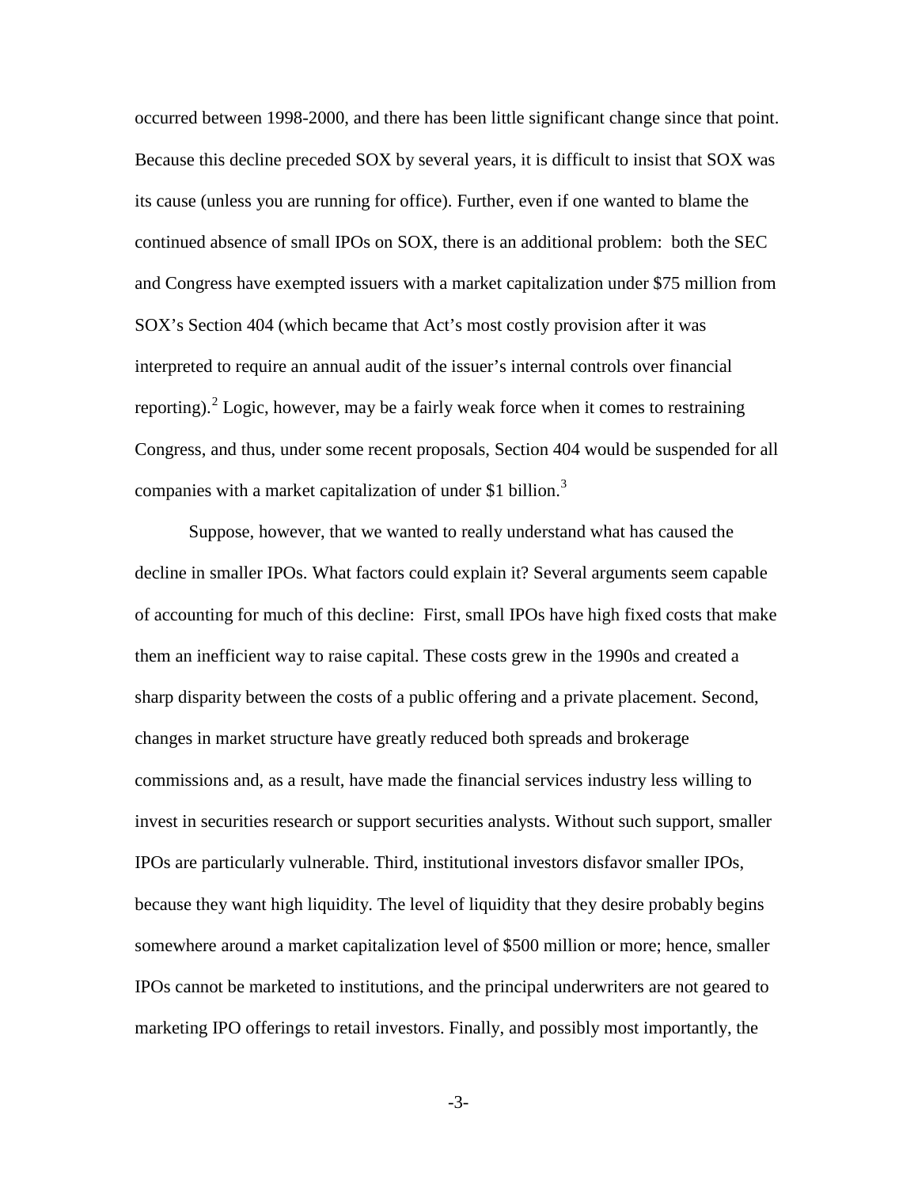occurred between 1998-2000, and there has been little significant change since that point. Because this decline preceded SOX by several years, it is difficult to insist that SOX was its cause (unless you are running for office). Further, even if one wanted to blame the continued absence of small IPOs on SOX, there is an additional problem: both the SEC and Congress have exempted issuers with a market capitalization under $75 million from SOX's Section 404 (which became that Act's most costly provision after it was interpreted to require an annual audit of the issuer's internal controls over financial reporting).[2] Logic, however, may be a fairly weak force when it comes to restraining Congress, and thus, under some recent proposals, Section 404 would be suspended for all companies with a market capitalization of under $1 billion.[3]

Suppose, however, that we wanted to really understand what has caused the decline in smaller IPOs. What factors could explain it? Several arguments seem capable of accounting for much of this decline: First, small IPOs have high fixed costs that make them an inefficient way to raise capital. These costs grew in the 1990s and created a sharp disparity between the costs of a public offering and a private placement. Second, changes in market structure have greatly reduced both spreads and brokerage commissions and, as a result, have made the financial services industry less willing to invest in securities research or support securities analysts. Without such support, smaller IPOs are particularly vulnerable. Third, institutional investors disfavor smaller IPOs, because they want high liquidity. The level of liquidity that they desire probably begins somewhere around a market capitalization level of $500 million or more; hence, smaller IPOs cannot be marketed to institutions, and the principal underwriters are not geared to marketing IPO offerings to retail investors. Finally, and possibly most importantly, the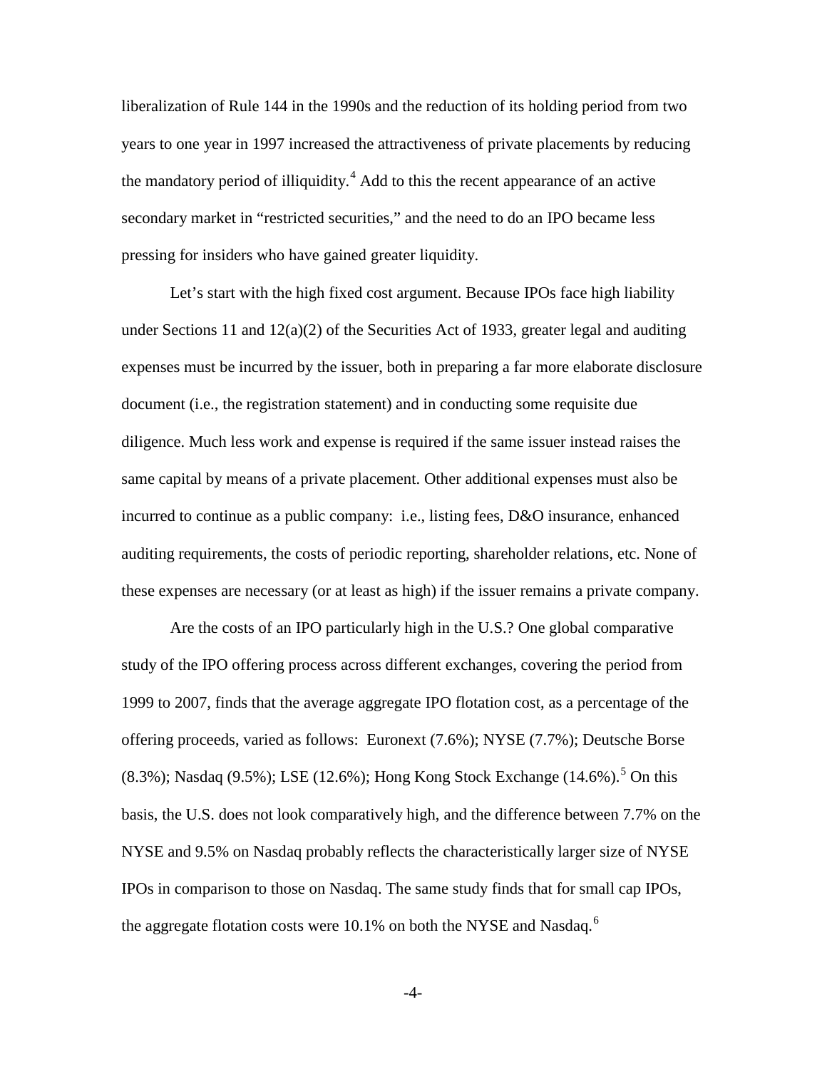liberalization of Rule 144 in the 1990s and the reduction of its holding period from two years to one year in 1997 increased the attractiveness of private placements by reducing the mandatory period of illiquidity.[4] Add to this the recent appearance of an active secondary market in "restricted securities," and the need to do an IPO became less pressing for insiders who have gained greater liquidity.

Let's start with the high fixed cost argument. Because IPOs face high liability under Sections 11 and 12(a)(2) of the Securities Act of 1933, greater legal and auditing expenses must be incurred by the issuer, both in preparing a far more elaborate disclosure document (i.e., the registration statement) and in conducting some requisite due diligence. Much less work and expense is required if the same issuer instead raises the same capital by means of a private placement. Other additional expenses must also be incurred to continue as a public company: i.e., listing fees, D&O insurance, enhanced auditing requirements, the costs of periodic reporting, shareholder relations, etc. None of these expenses are necessary (or at least as high) if the issuer remains a private company.

Are the costs of an IPO particularly high in the U.S.? One global comparative study of the IPO offering process across different exchanges, covering the period from 1999 to 2007, finds that the average aggregate IPO flotation cost, as a percentage of the offering proceeds, varied as follows: Euronext (7.6%); NYSE (7.7%); Deutsche Borse (8.3%); Nasdaq (9.5%); LSE (12.6%); Hong Kong Stock Exchange (14.6%).[5] On this basis, the U.S. does not look comparatively high, and the difference between 7.7% on the NYSE and 9.5% on Nasdaq probably reflects the characteristically larger size of NYSE IPOs in comparison to those on Nasdaq. The same study finds that for small cap IPOs, the aggregate flotation costs were 10.1% on both the NYSE and Nasdaq.[6]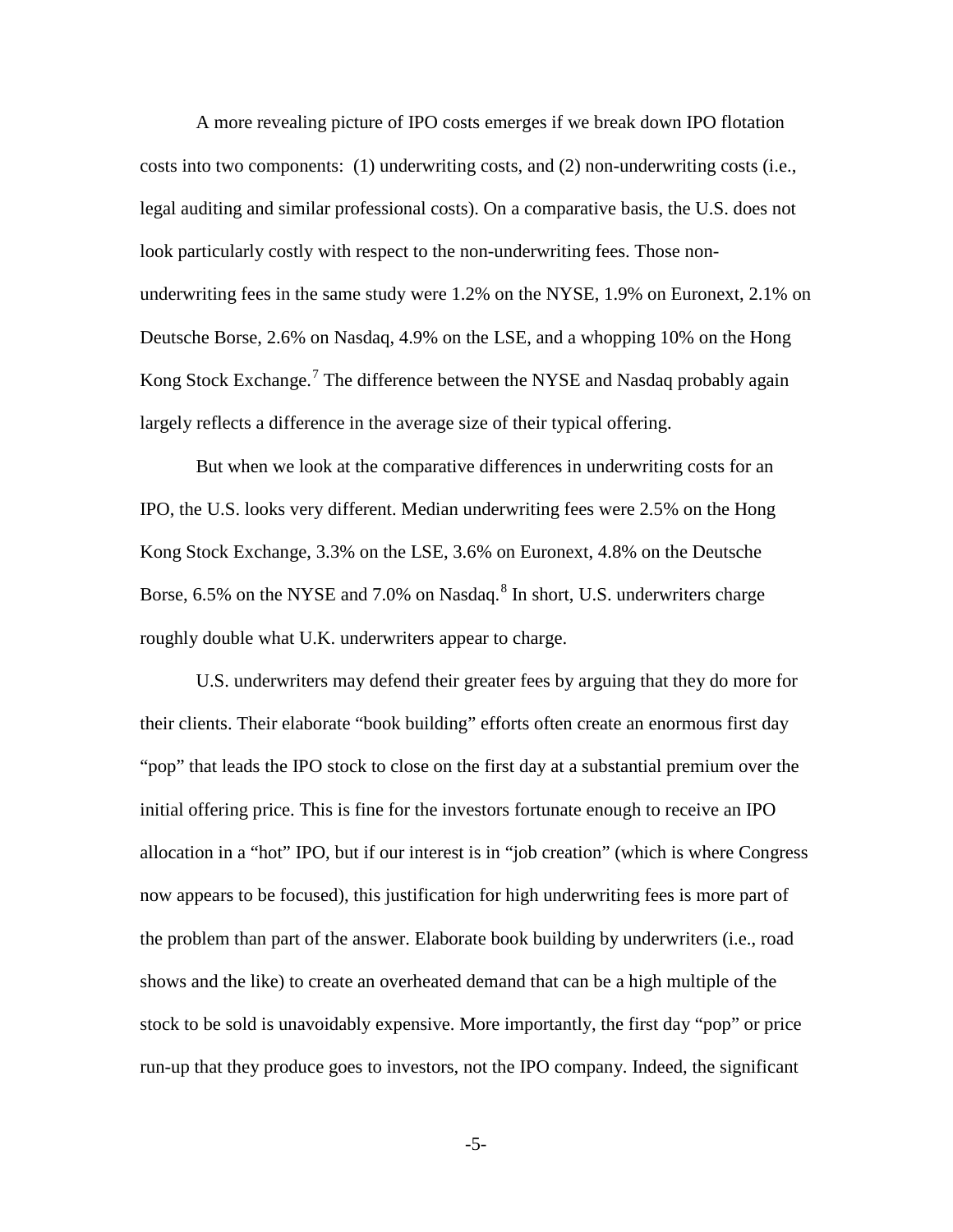A more revealing picture of IPO costs emerges if we break down IPO flotation costs into two components: (1) underwriting costs, and (2) non-underwriting costs (i.e., legal auditing and similar professional costs). On a comparative basis, the U.S. does not look particularly costly with respect to the non-underwriting fees. Those non-underwriting fees in the same study were 1.2% on the NYSE, 1.9% on Euronext, 2.1% on Deutsche Borse, 2.6% on Nasdaq, 4.9% on the LSE, and a whopping 10% on the Hong Kong Stock Exchange.[7] The difference between the NYSE and Nasdaq probably again largely reflects a difference in the average size of their typical offering.

But when we look at the comparative differences in underwriting costs for an IPO, the U.S. looks very different. Median underwriting fees were 2.5% on the Hong Kong Stock Exchange, 3.3% on the LSE, 3.6% on Euronext, 4.8% on the Deutsche Borse, 6.5% on the NYSE and 7.0% on Nasdaq.[8] In short, U.S. underwriters charge roughly double what U.K. underwriters appear to charge.

U.S. underwriters may defend their greater fees by arguing that they do more for their clients. Their elaborate "book building" efforts often create an enormous first day "pop" that leads the IPO stock to close on the first day at a substantial premium over the initial offering price. This is fine for the investors fortunate enough to receive an IPO allocation in a "hot" IPO, but if our interest is in "job creation" (which is where Congress now appears to be focused), this justification for high underwriting fees is more part of the problem than part of the answer. Elaborate book building by underwriters (i.e., road shows and the like) to create an overheated demand that can be a high multiple of the stock to be sold is unavoidably expensive. More importantly, the first day "pop" or price run-up that they produce goes to investors, not the IPO company. Indeed, the significant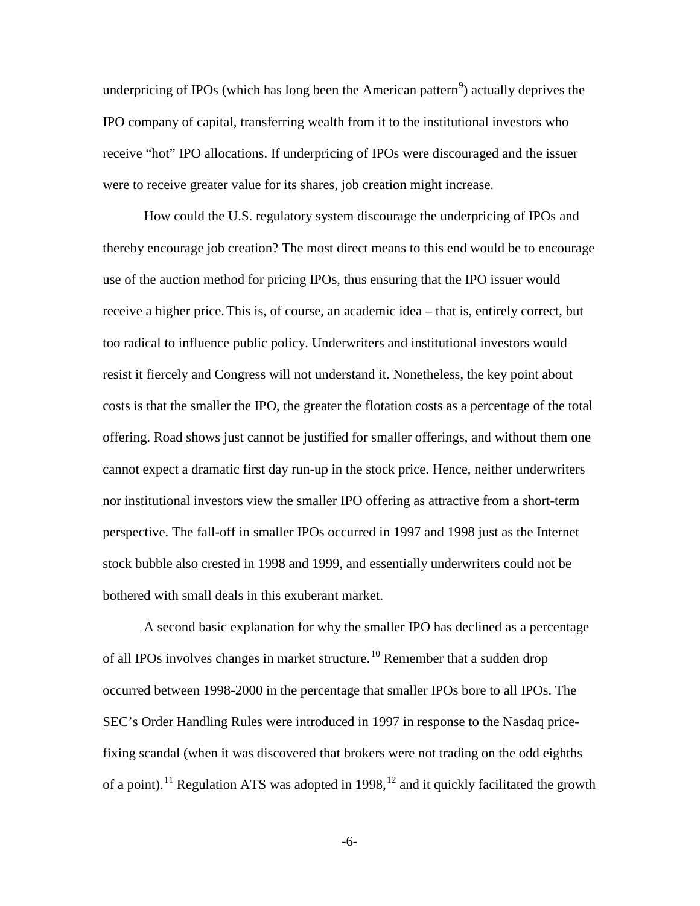underpricing of IPOs (which has long been the American pattern[9]) actually deprives the IPO company of capital, transferring wealth from it to the institutional investors who receive "hot" IPO allocations. If underpricing of IPOs were discouraged and the issuer were to receive greater value for its shares, job creation might increase.

How could the U.S. regulatory system discourage the underpricing of IPOs and thereby encourage job creation? The most direct means to this end would be to encourage use of the auction method for pricing IPOs, thus ensuring that the IPO issuer would receive a higher price. This is, of course, an academic idea – that is, entirely correct, but too radical to influence public policy. Underwriters and institutional investors would resist it fiercely and Congress will not understand it. Nonetheless, the key point about costs is that the smaller the IPO, the greater the flotation costs as a percentage of the total offering. Road shows just cannot be justified for smaller offerings, and without them one cannot expect a dramatic first day run-up in the stock price. Hence, neither underwriters nor institutional investors view the smaller IPO offering as attractive from a short-term perspective. The fall-off in smaller IPOs occurred in 1997 and 1998 just as the Internet stock bubble also crested in 1998 and 1999, and essentially underwriters could not be bothered with small deals in this exuberant market.

A second basic explanation for why the smaller IPO has declined as a percentage of all IPOs involves changes in market structure.[10] Remember that a sudden drop occurred between 1998-2000 in the percentage that smaller IPOs bore to all IPOs. The SEC's Order Handling Rules were introduced in 1997 in response to the Nasdaq price-fixing scandal (when it was discovered that brokers were not trading on the odd eighths of a point).[11] Regulation ATS was adopted in 1998,[12] and it quickly facilitated the growth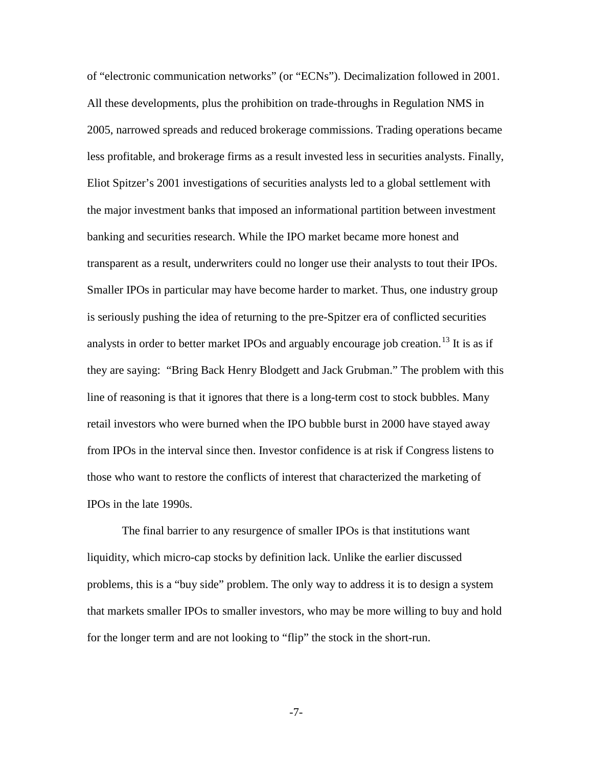of "electronic communication networks" (or "ECNs"). Decimalization followed in 2001. All these developments, plus the prohibition on trade-throughs in Regulation NMS in 2005, narrowed spreads and reduced brokerage commissions. Trading operations became less profitable, and brokerage firms as a result invested less in securities analysts. Finally, Eliot Spitzer's 2001 investigations of securities analysts led to a global settlement with the major investment banks that imposed an informational partition between investment banking and securities research. While the IPO market became more honest and transparent as a result, underwriters could no longer use their analysts to tout their IPOs. Smaller IPOs in particular may have become harder to market. Thus, one industry group is seriously pushing the idea of returning to the pre-Spitzer era of conflicted securities analysts in order to better market IPOs and arguably encourage job creation.[13] It is as if they are saying: "Bring Back Henry Blodgett and Jack Grubman." The problem with this line of reasoning is that it ignores that there is a long-term cost to stock bubbles. Many retail investors who were burned when the IPO bubble burst in 2000 have stayed away from IPOs in the interval since then. Investor confidence is at risk if Congress listens to those who want to restore the conflicts of interest that characterized the marketing of IPOs in the late 1990s.

The final barrier to any resurgence of smaller IPOs is that institutions want liquidity, which micro-cap stocks by definition lack. Unlike the earlier discussed problems, this is a "buy side" problem. The only way to address it is to design a system that markets smaller IPOs to smaller investors, who may be more willing to buy and hold for the longer term and are not looking to "flip" the stock in the short-run.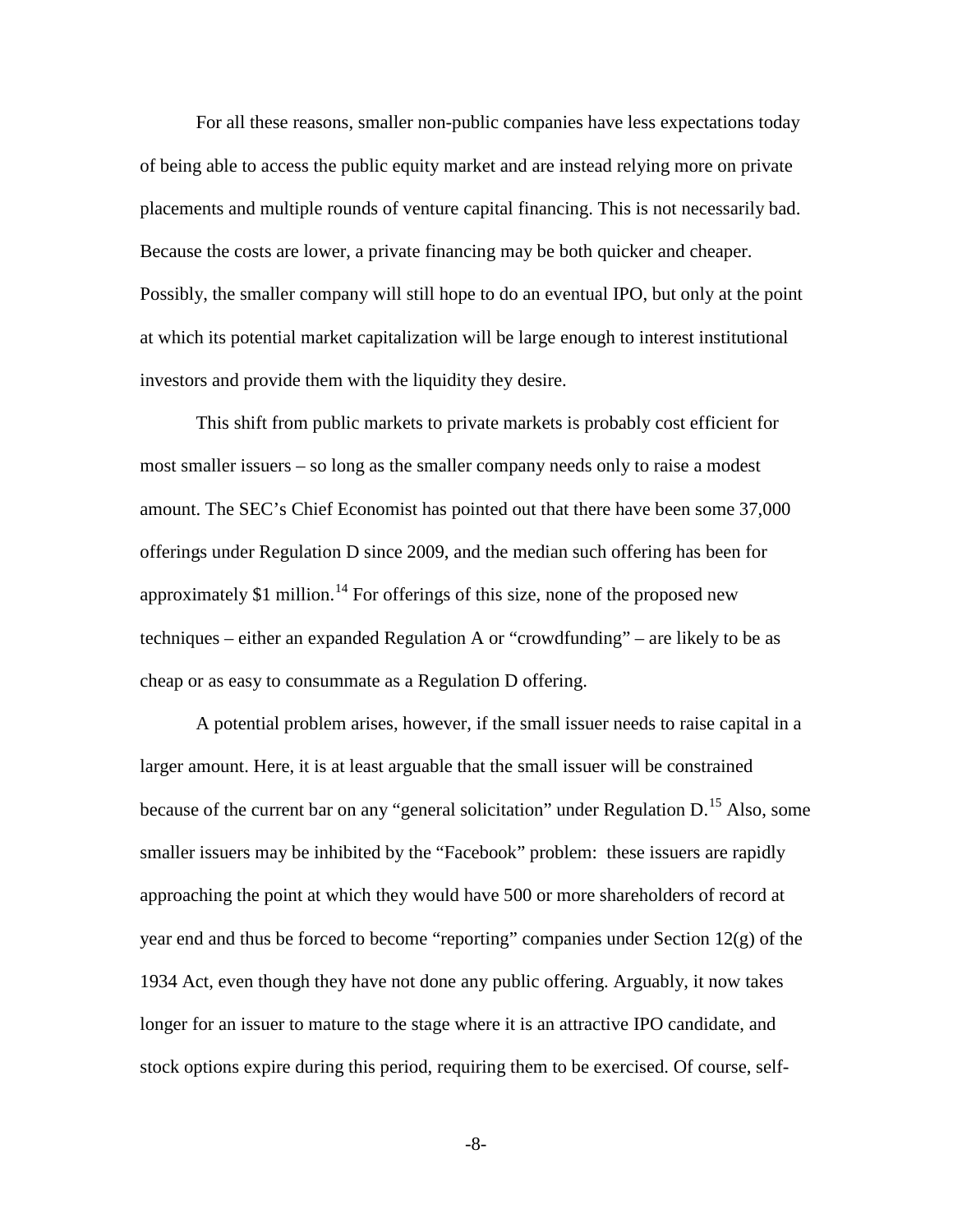For all these reasons, smaller non-public companies have less expectations today of being able to access the public equity market and are instead relying more on private placements and multiple rounds of venture capital financing. This is not necessarily bad. Because the costs are lower, a private financing may be both quicker and cheaper. Possibly, the smaller company will still hope to do an eventual IPO, but only at the point at which its potential market capitalization will be large enough to interest institutional investors and provide them with the liquidity they desire.

This shift from public markets to private markets is probably cost efficient for most smaller issuers – so long as the smaller company needs only to raise a modest amount. The SEC's Chief Economist has pointed out that there have been some 37,000 offerings under Regulation D since 2009, and the median such offering has been for approximately $1 million.[14] For offerings of this size, none of the proposed new techniques – either an expanded Regulation A or "crowdfunding" – are likely to be as cheap or as easy to consummate as a Regulation D offering.

A potential problem arises, however, if the small issuer needs to raise capital in a larger amount. Here, it is at least arguable that the small issuer will be constrained because of the current bar on any "general solicitation" under Regulation D.[15] Also, some smaller issuers may be inhibited by the "Facebook" problem: these issuers are rapidly approaching the point at which they would have 500 or more shareholders of record at year end and thus be forced to become "reporting" companies under Section 12(g) of the 1934 Act, even though they have not done any public offering. Arguably, it now takes longer for an issuer to mature to the stage where it is an attractive IPO candidate, and stock options expire during this period, requiring them to be exercised. Of course, self-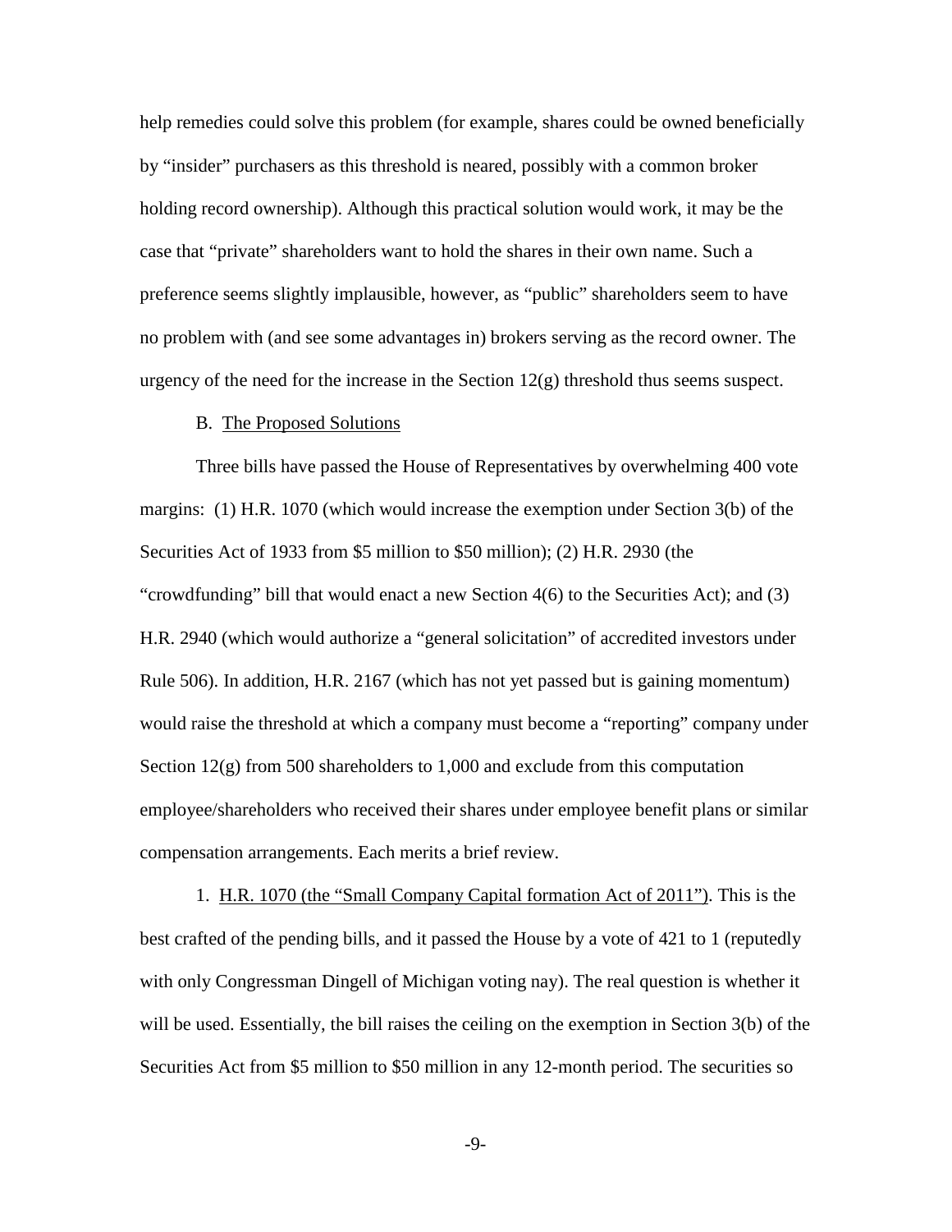help remedies could solve this problem (for example, shares could be owned beneficially by "insider" purchasers as this threshold is neared, possibly with a common broker holding record ownership). Although this practical solution would work, it may be the case that "private" shareholders want to hold the shares in their own name. Such a preference seems slightly implausible, however, as "public" shareholders seem to have no problem with (and see some advantages in) brokers serving as the record owner. The urgency of the need for the increase in the Section 12(g) threshold thus seems suspect.

B. The Proposed Solutions

Three bills have passed the House of Representatives by overwhelming 400 vote margins: (1) H.R. 1070 (which would increase the exemption under Section 3(b) of the Securities Act of 1933 from \$5 million to \$50 million); (2) H.R. 2930 (the "crowdfunding" bill that would enact a new Section 4(6) to the Securities Act); and (3) H.R. 2940 (which would authorize a "general solicitation" of accredited investors under Rule 506). In addition, H.R. 2167 (which has not yet passed but is gaining momentum) would raise the threshold at which a company must become a "reporting" company under Section 12(g) from 500 shareholders to 1,000 and exclude from this computation employee/shareholders who received their shares under employee benefit plans or similar compensation arrangements. Each merits a brief review.

1. H.R. 1070 (the "Small Company Capital formation Act of 2011"). This is the best crafted of the pending bills, and it passed the House by a vote of 421 to 1 (reputedly with only Congressman Dingell of Michigan voting nay). The real question is whether it will be used. Essentially, the bill raises the ceiling on the exemption in Section 3(b) of the Securities Act from \$5 million to \$50 million in any 12-month period. The securities so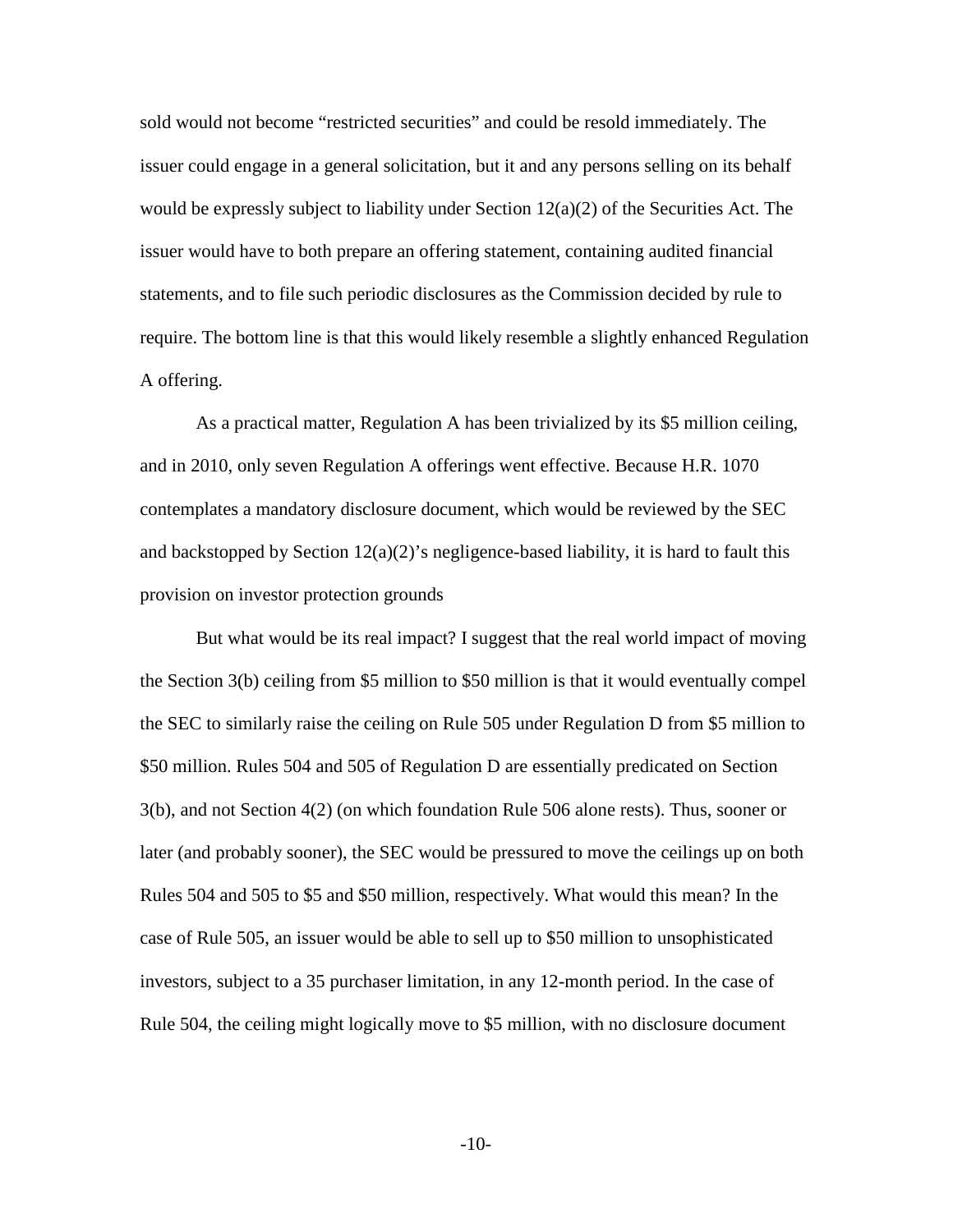sold would not become "restricted securities" and could be resold immediately. The issuer could engage in a general solicitation, but it and any persons selling on its behalf would be expressly subject to liability under Section 12(a)(2) of the Securities Act. The issuer would have to both prepare an offering statement, containing audited financial statements, and to file such periodic disclosures as the Commission decided by rule to require. The bottom line is that this would likely resemble a slightly enhanced Regulation A offering.

As a practical matter, Regulation A has been trivialized by its \$5 million ceiling, and in 2010, only seven Regulation A offerings went effective. Because H.R. 1070 contemplates a mandatory disclosure document, which would be reviewed by the SEC and backstopped by Section 12(a)(2)'s negligence-based liability, it is hard to fault this provision on investor protection grounds

But what would be its real impact? I suggest that the real world impact of moving the Section 3(b) ceiling from \$5 million to \$50 million is that it would eventually compel the SEC to similarly raise the ceiling on Rule 505 under Regulation D from \$5 million to \$50 million. Rules 504 and 505 of Regulation D are essentially predicated on Section 3(b), and not Section 4(2) (on which foundation Rule 506 alone rests). Thus, sooner or later (and probably sooner), the SEC would be pressured to move the ceilings up on both Rules 504 and 505 to \$5 and \$50 million, respectively. What would this mean? In the case of Rule 505, an issuer would be able to sell up to \$50 million to unsophisticated investors, subject to a 35 purchaser limitation, in any 12-month period. In the case of Rule 504, the ceiling might logically move to \$5 million, with no disclosure document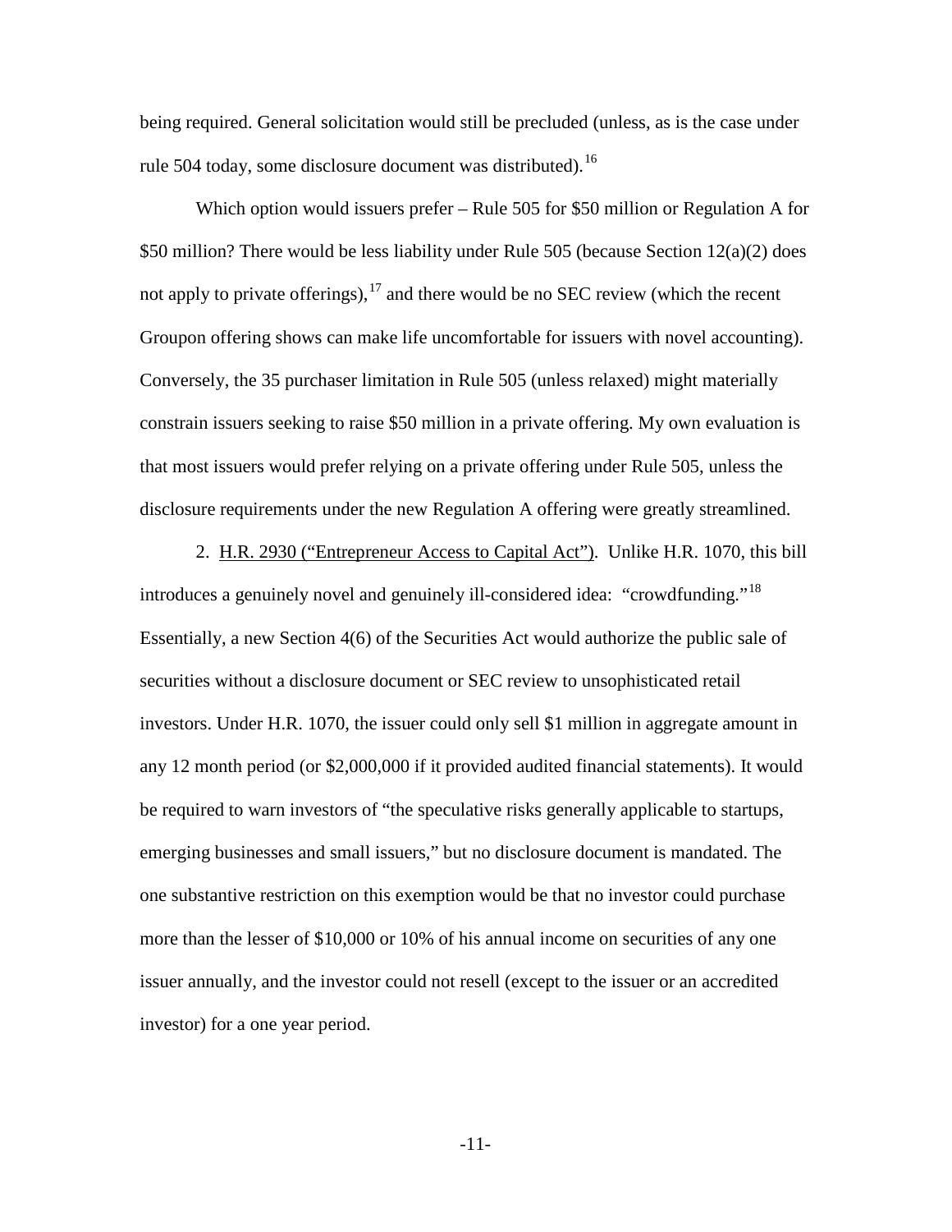being required. General solicitation would still be precluded (unless, as is the case under rule 504 today, some disclosure document was distributed).[16]

Which option would issuers prefer – Rule 505 for $50 million or Regulation A for $50 million? There would be less liability under Rule 505 (because Section 12(a)(2) does not apply to private offerings),[17] and there would be no SEC review (which the recent Groupon offering shows can make life uncomfortable for issuers with novel accounting). Conversely, the 35 purchaser limitation in Rule 505 (unless relaxed) might materially constrain issuers seeking to raise $50 million in a private offering. My own evaluation is that most issuers would prefer relying on a private offering under Rule 505, unless the disclosure requirements under the new Regulation A offering were greatly streamlined.

2. <u>H.R. 2930 ("Entrepreneur Access to Capital Act")</u>. Unlike H.R. 1070, this bill introduces a genuinely novel and genuinely ill-considered idea: "crowdfunding."[18] Essentially, a new Section 4(6) of the Securities Act would authorize the public sale of securities without a disclosure document or SEC review to unsophisticated retail investors. Under H.R. 1070, the issuer could only sell $1 million in aggregate amount in any 12 month period (or $2,000,000 if it provided audited financial statements). It would be required to warn investors of "the speculative risks generally applicable to startups, emerging businesses and small issuers," but no disclosure document is mandated. The one substantive restriction on this exemption would be that no investor could purchase more than the lesser of $10,000 or 10% of his annual income on securities of any one issuer annually, and the investor could not resell (except to the issuer or an accredited investor) for a one year period.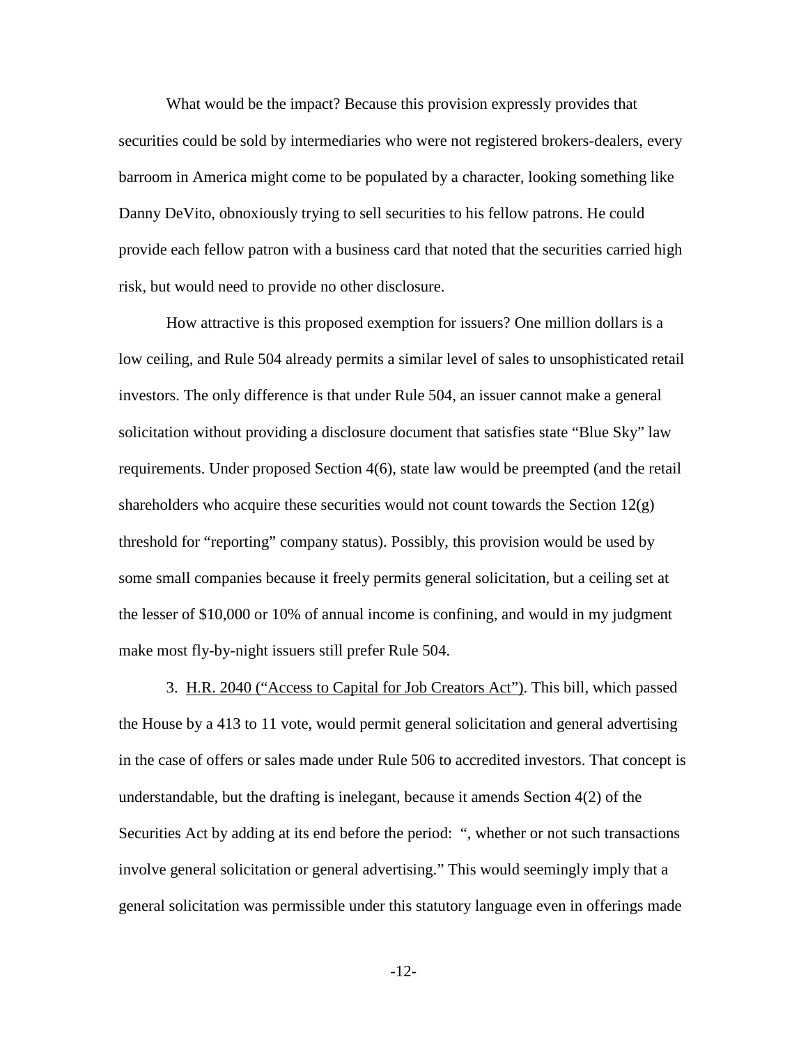What would be the impact? Because this provision expressly provides that securities could be sold by intermediaries who were not registered brokers-dealers, every barroom in America might come to be populated by a character, looking something like Danny DeVito, obnoxiously trying to sell securities to his fellow patrons. He could provide each fellow patron with a business card that noted that the securities carried high risk, but would need to provide no other disclosure.

How attractive is this proposed exemption for issuers? One million dollars is a low ceiling, and Rule 504 already permits a similar level of sales to unsophisticated retail investors. The only difference is that under Rule 504, an issuer cannot make a general solicitation without providing a disclosure document that satisfies state "Blue Sky" law requirements. Under proposed Section 4(6), state law would be preempted (and the retail shareholders who acquire these securities would not count towards the Section 12(g) threshold for "reporting" company status). Possibly, this provision would be used by some small companies because it freely permits general solicitation, but a ceiling set at the lesser of $10,000 or 10% of annual income is confining, and would in my judgment make most fly-by-night issuers still prefer Rule 504.

3. <u>H.R. 2040 ("Access to Capital for Job Creators Act")</u>. This bill, which passed the House by a 413 to 11 vote, would permit general solicitation and general advertising in the case of offers or sales made under Rule 506 to accredited investors. That concept is understandable, but the drafting is inelegant, because it amends Section 4(2) of the Securities Act by adding at its end before the period: ", whether or not such transactions involve general solicitation or general advertising." This would seemingly imply that a general solicitation was permissible under this statutory language even in offerings made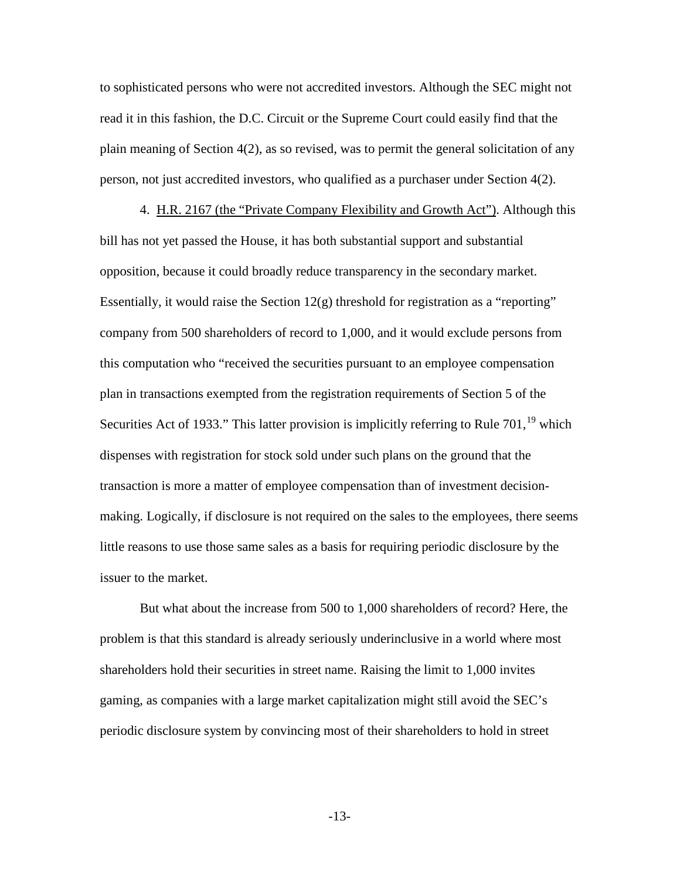to sophisticated persons who were not accredited investors. Although the SEC might not read it in this fashion, the D.C. Circuit or the Supreme Court could easily find that the plain meaning of Section 4(2), as so revised, was to permit the general solicitation of any person, not just accredited investors, who qualified as a purchaser under Section 4(2).

4. H.R. 2167 (the "Private Company Flexibility and Growth Act"). Although this bill has not yet passed the House, it has both substantial support and substantial opposition, because it could broadly reduce transparency in the secondary market. Essentially, it would raise the Section 12(g) threshold for registration as a "reporting" company from 500 shareholders of record to 1,000, and it would exclude persons from this computation who "received the securities pursuant to an employee compensation plan in transactions exempted from the registration requirements of Section 5 of the Securities Act of 1933." This latter provision is implicitly referring to Rule 701,[19] which dispenses with registration for stock sold under such plans on the ground that the transaction is more a matter of employee compensation than of investment decision-making. Logically, if disclosure is not required on the sales to the employees, there seems little reasons to use those same sales as a basis for requiring periodic disclosure by the issuer to the market.

But what about the increase from 500 to 1,000 shareholders of record? Here, the problem is that this standard is already seriously underinclusive in a world where most shareholders hold their securities in street name. Raising the limit to 1,000 invites gaming, as companies with a large market capitalization might still avoid the SEC's periodic disclosure system by convincing most of their shareholders to hold in street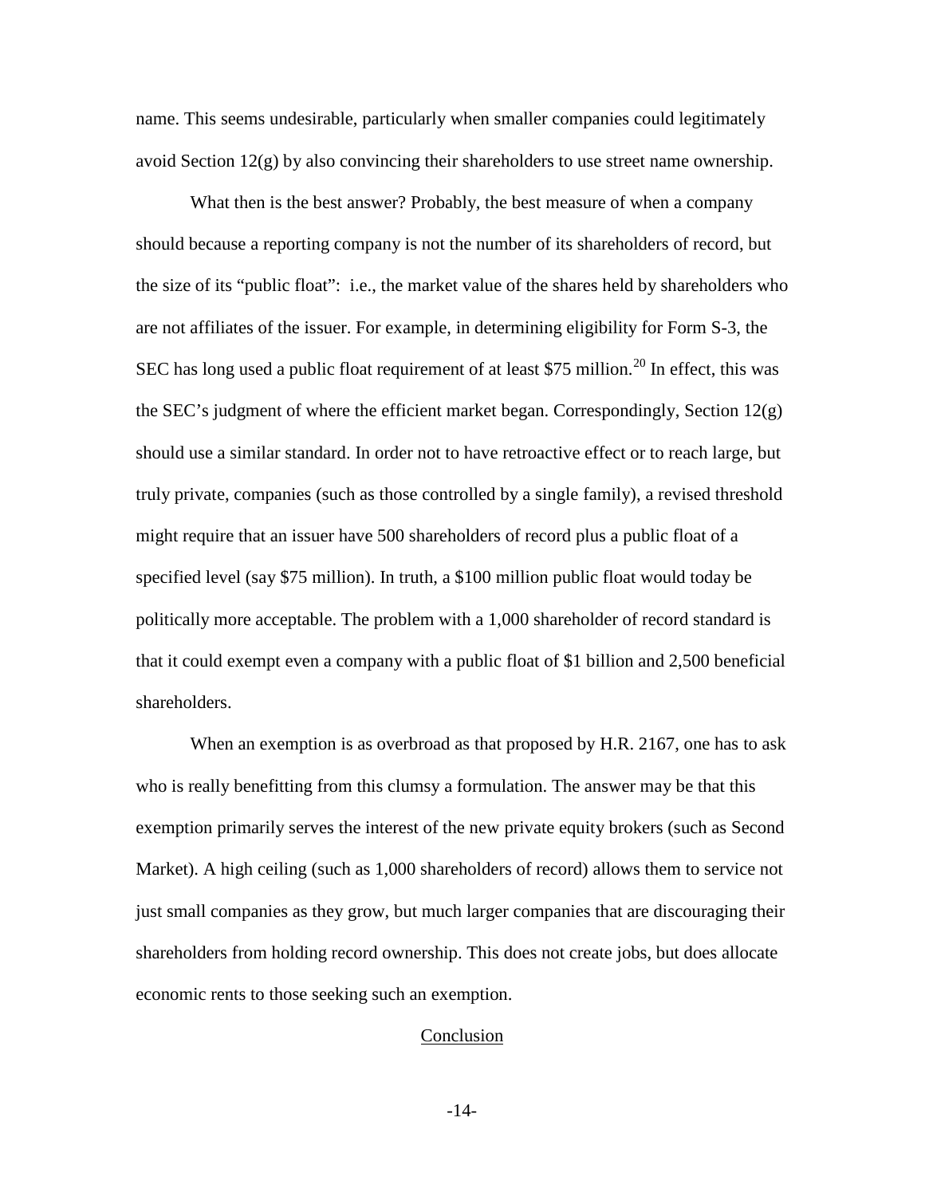name. This seems undesirable, particularly when smaller companies could legitimately avoid Section 12(g) by also convincing their shareholders to use street name ownership.

What then is the best answer? Probably, the best measure of when a company should because a reporting company is not the number of its shareholders of record, but the size of its "public float": i.e., the market value of the shares held by shareholders who are not affiliates of the issuer. For example, in determining eligibility for Form S-3, the SEC has long used a public float requirement of at least $75 million.[20] In effect, this was the SEC's judgment of where the efficient market began. Correspondingly, Section 12(g) should use a similar standard. In order not to have retroactive effect or to reach large, but truly private, companies (such as those controlled by a single family), a revised threshold might require that an issuer have 500 shareholders of record plus a public float of a specified level (say $75 million). In truth, a $100 million public float would today be politically more acceptable. The problem with a 1,000 shareholder of record standard is that it could exempt even a company with a public float of $1 billion and 2,500 beneficial shareholders.

When an exemption is as overbroad as that proposed by H.R. 2167, one has to ask who is really benefitting from this clumsy a formulation. The answer may be that this exemption primarily serves the interest of the new private equity brokers (such as Second Market). A high ceiling (such as 1,000 shareholders of record) allows them to service not just small companies as they grow, but much larger companies that are discouraging their shareholders from holding record ownership. This does not create jobs, but does allocate economic rents to those seeking such an exemption.

## Conclusion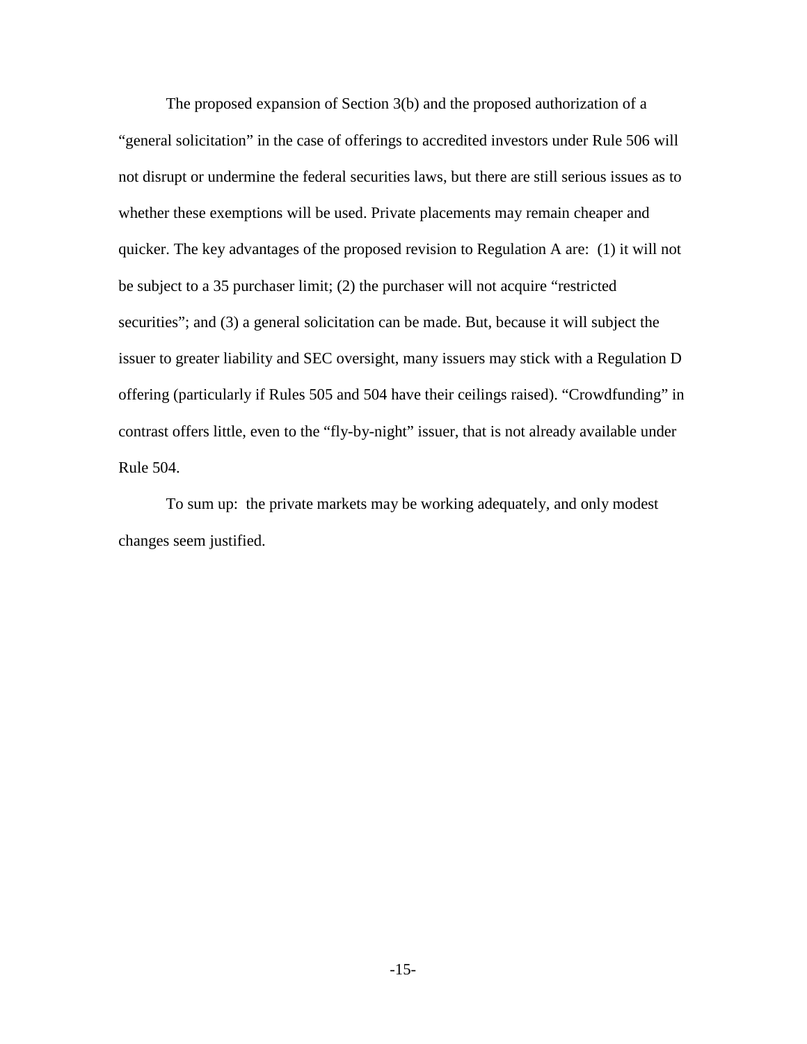The proposed expansion of Section 3(b) and the proposed authorization of a "general solicitation" in the case of offerings to accredited investors under Rule 506 will not disrupt or undermine the federal securities laws, but there are still serious issues as to whether these exemptions will be used. Private placements may remain cheaper and quicker. The key advantages of the proposed revision to Regulation A are: (1) it will not be subject to a 35 purchaser limit; (2) the purchaser will not acquire "restricted securities"; and (3) a general solicitation can be made. But, because it will subject the issuer to greater liability and SEC oversight, many issuers may stick with a Regulation D offering (particularly if Rules 505 and 504 have their ceilings raised). "Crowdfunding" in contrast offers little, even to the "fly-by-night" issuer, that is not already available under Rule 504.

To sum up: the private markets may be working adequately, and only modest changes seem justified.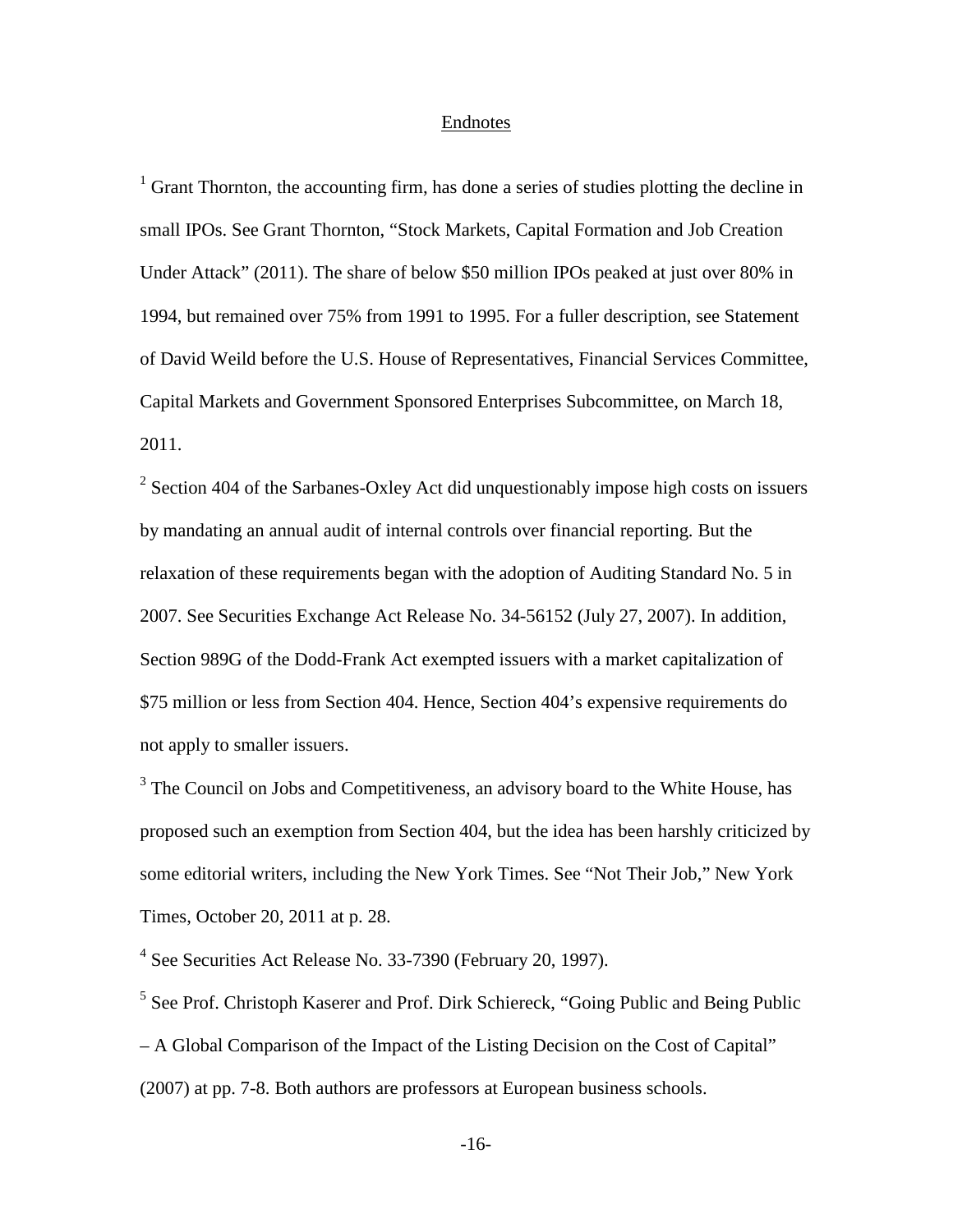## Endnotes

[1] Grant Thornton, the accounting firm, has done a series of studies plotting the decline in small IPOs. See Grant Thornton, "Stock Markets, Capital Formation and Job Creation Under Attack" (2011). The share of below $50 million IPOs peaked at just over 80% in 1994, but remained over 75% from 1991 to 1995. For a fuller description, see Statement of David Weild before the U.S. House of Representatives, Financial Services Committee, Capital Markets and Government Sponsored Enterprises Subcommittee, on March 18, 2011.

[2] Section 404 of the Sarbanes-Oxley Act did unquestionably impose high costs on issuers by mandating an annual audit of internal controls over financial reporting. But the relaxation of these requirements began with the adoption of Auditing Standard No. 5 in 2007. See Securities Exchange Act Release No. 34-56152 (July 27, 2007). In addition, Section 989G of the Dodd-Frank Act exempted issuers with a market capitalization of $75 million or less from Section 404. Hence, Section 404's expensive requirements do not apply to smaller issuers.

[3] The Council on Jobs and Competitiveness, an advisory board to the White House, has proposed such an exemption from Section 404, but the idea has been harshly criticized by some editorial writers, including the New York Times. See "Not Their Job," New York Times, October 20, 2011 at p. 28.

[4] See Securities Act Release No. 33-7390 (February 20, 1997).

[5] See Prof. Christoph Kaserer and Prof. Dirk Schiereck, "Going Public and Being Public – A Global Comparison of the Impact of the Listing Decision on the Cost of Capital" (2007) at pp. 7-8. Both authors are professors at European business schools.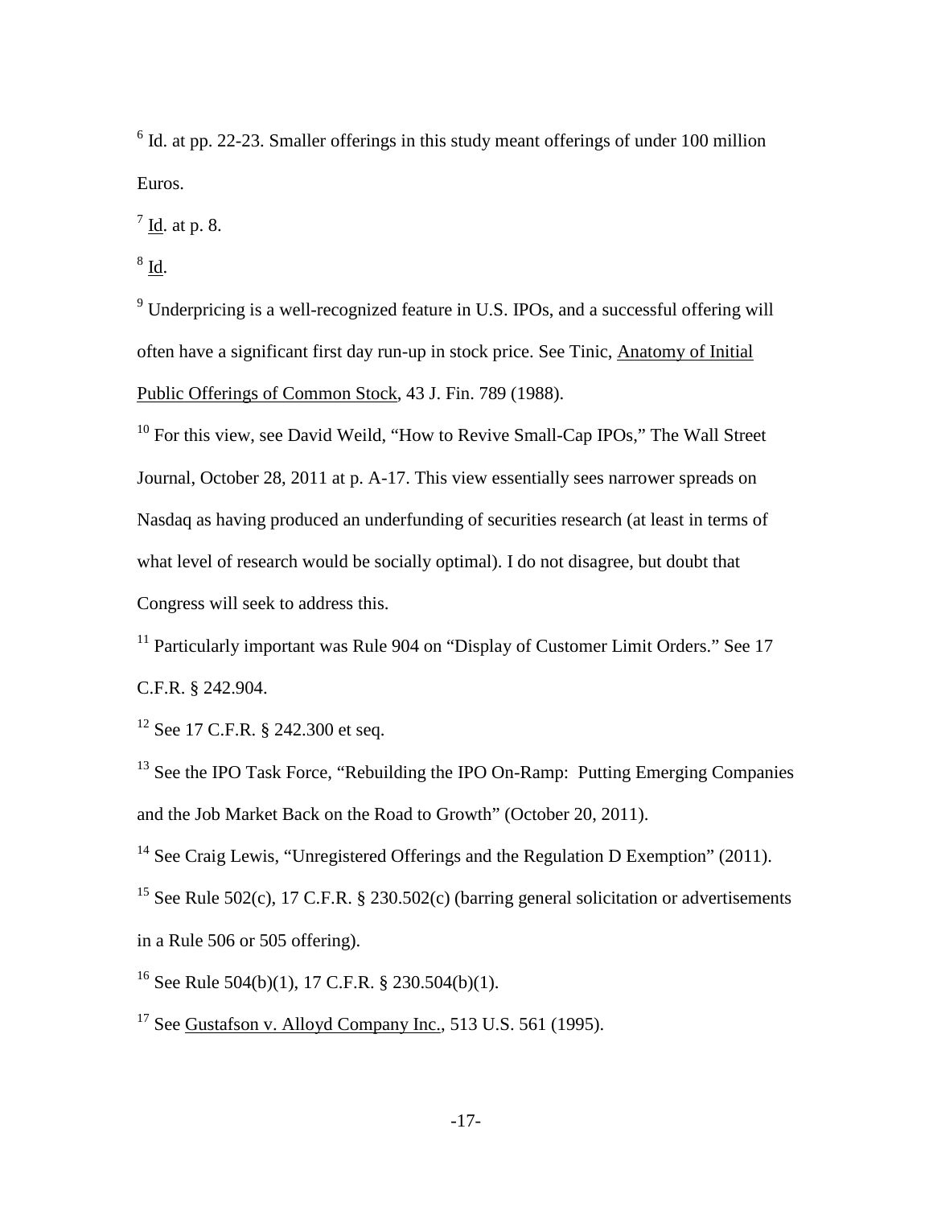[6] Id. at pp. 22-23. Smaller offerings in this study meant offerings of under 100 million Euros.

[7] Id. at p. 8.

[8] Id.

[9] Underpricing is a well-recognized feature in U.S. IPOs, and a successful offering will often have a significant first day run-up in stock price. See Tinic, Anatomy of Initial Public Offerings of Common Stock, 43 J. Fin. 789 (1988).

[10] For this view, see David Weild, "How to Revive Small-Cap IPOs," The Wall Street Journal, October 28, 2011 at p. A-17. This view essentially sees narrower spreads on Nasdaq as having produced an underfunding of securities research (at least in terms of what level of research would be socially optimal). I do not disagree, but doubt that Congress will seek to address this.

[11] Particularly important was Rule 904 on "Display of Customer Limit Orders." See 17 C.F.R. § 242.904.

[12] See 17 C.F.R. § 242.300 et seq.

[13] See the IPO Task Force, "Rebuilding the IPO On-Ramp: Putting Emerging Companies and the Job Market Back on the Road to Growth" (October 20, 2011).

[14] See Craig Lewis, "Unregistered Offerings and the Regulation D Exemption" (2011).

[15] See Rule 502(c), 17 C.F.R. § 230.502(c) (barring general solicitation or advertisements in a Rule 506 or 505 offering).

[16] See Rule 504(b)(1), 17 C.F.R. § 230.504(b)(1).

[17] See Gustafson v. Alloyd Company Inc., 513 U.S. 561 (1995).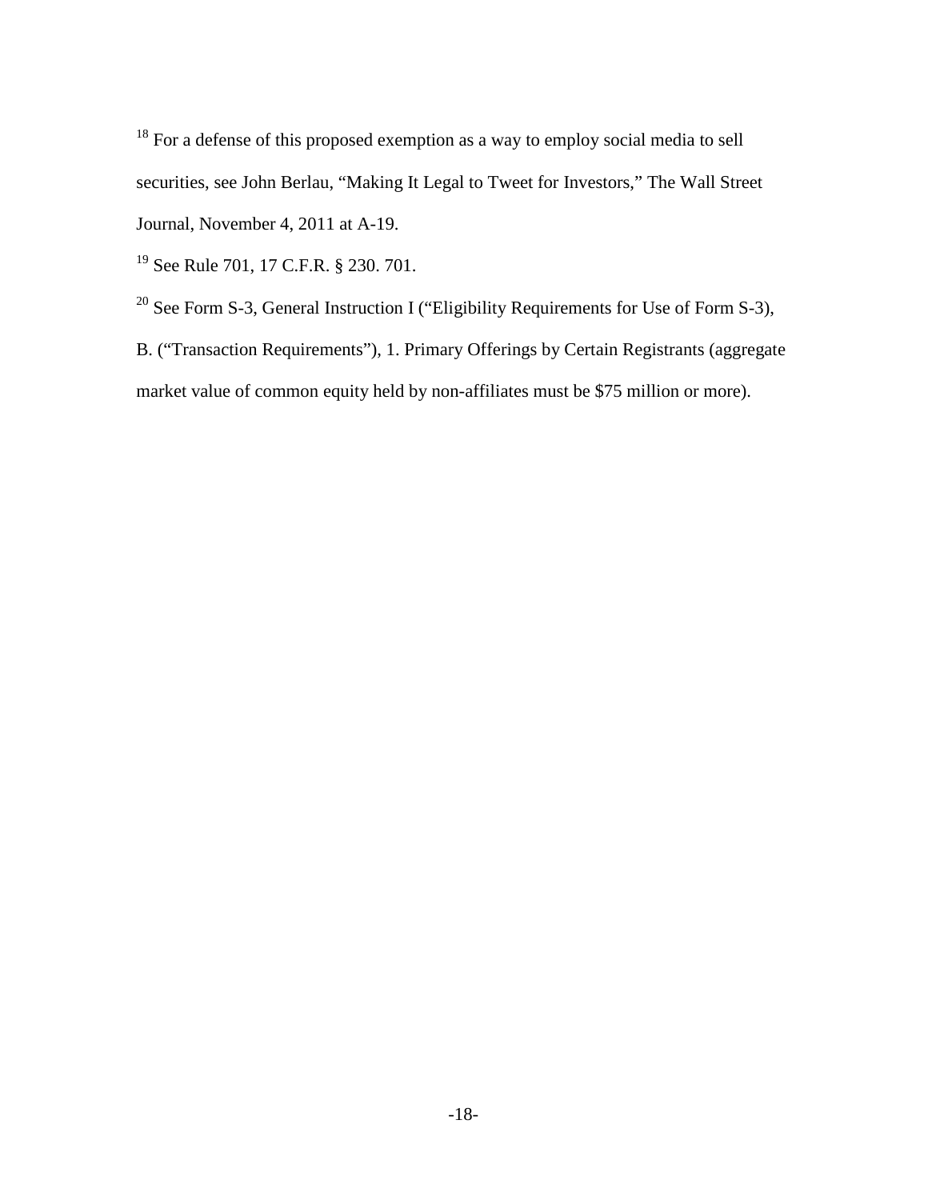[18] For a defense of this proposed exemption as a way to employ social media to sell securities, see John Berlau, "Making It Legal to Tweet for Investors," The Wall Street Journal, November 4, 2011 at A-19.

[19] See Rule 701, 17 C.F.R. § 230. 701.

[20] See Form S-3, General Instruction I ("Eligibility Requirements for Use of Form S-3), B. ("Transaction Requirements"), 1. Primary Offerings by Certain Registrants (aggregate market value of common equity held by non-affiliates must be $75 million or more).